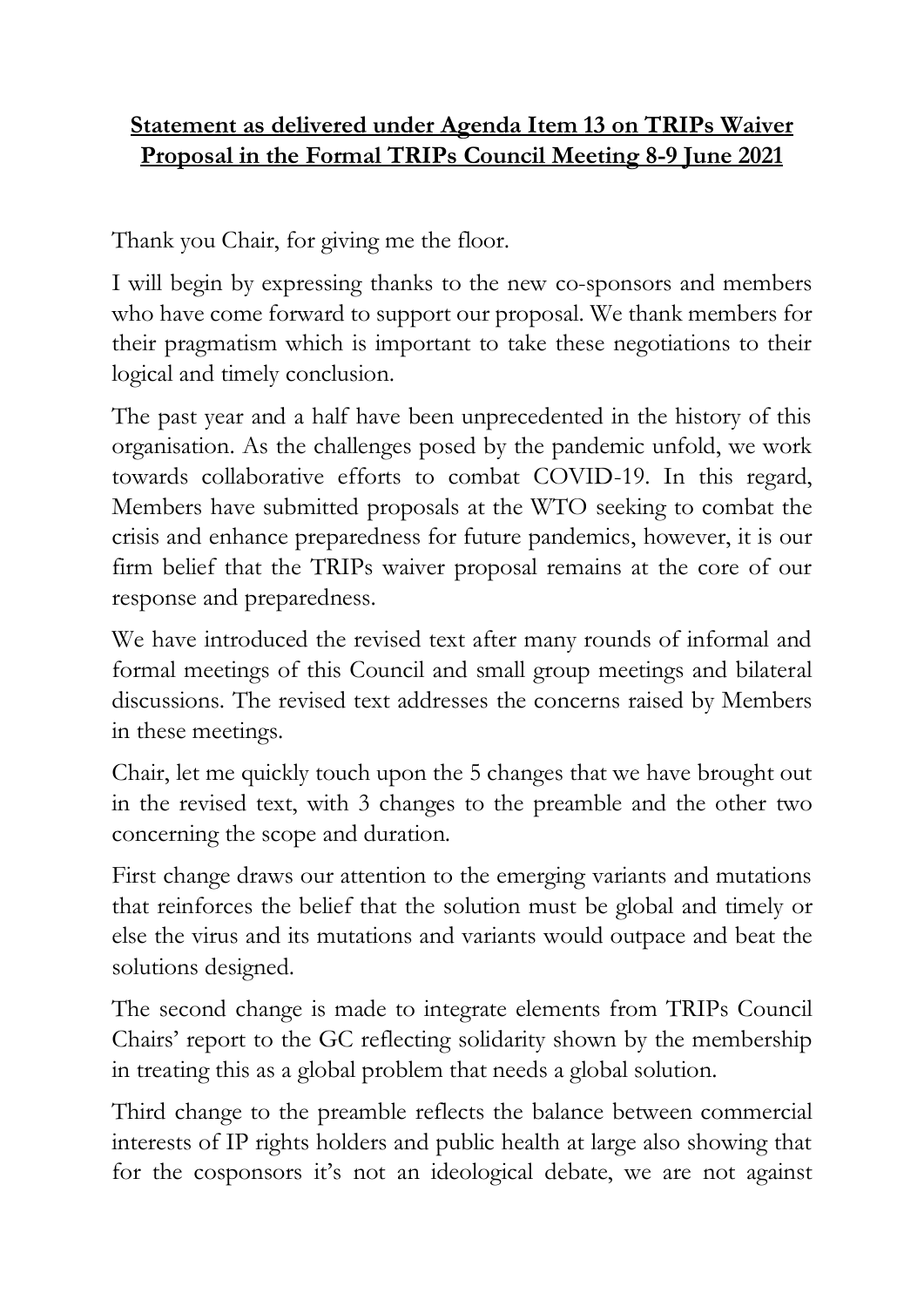**Statement as delivered under Agenda Item 13 on TRIPs Waiver Proposal in the Formal TRIPs Council Meeting 8-9 June 2021**

Thank you Chair, for giving me the floor.

I will begin by expressing thanks to the new co-sponsors and members who have come forward to support our proposal. We thank members for their pragmatism which is important to take these negotiations to their logical and timely conclusion.

The past year and a half have been unprecedented in the history of this organisation. As the challenges posed by the pandemic unfold, we work towards collaborative efforts to combat COVID-19. In this regard, Members have submitted proposals at the WTO seeking to combat the crisis and enhance preparedness for future pandemics, however, it is our firm belief that the TRIPs waiver proposal remains at the core of our response and preparedness.

We have introduced the revised text after many rounds of informal and formal meetings of this Council and small group meetings and bilateral discussions. The revised text addresses the concerns raised by Members in these meetings.

Chair, let me quickly touch upon the 5 changes that we have brought out in the revised text, with 3 changes to the preamble and the other two concerning the scope and duration.

First change draws our attention to the emerging variants and mutations that reinforces the belief that the solution must be global and timely or else the virus and its mutations and variants would outpace and beat the solutions designed.

The second change is made to integrate elements from TRIPs Council Chairs' report to the GC reflecting solidarity shown by the membership in treating this as a global problem that needs a global solution.

Third change to the preamble reflects the balance between commercial interests of IP rights holders and public health at large also showing that for the cosponsors it's not an ideological debate, we are not against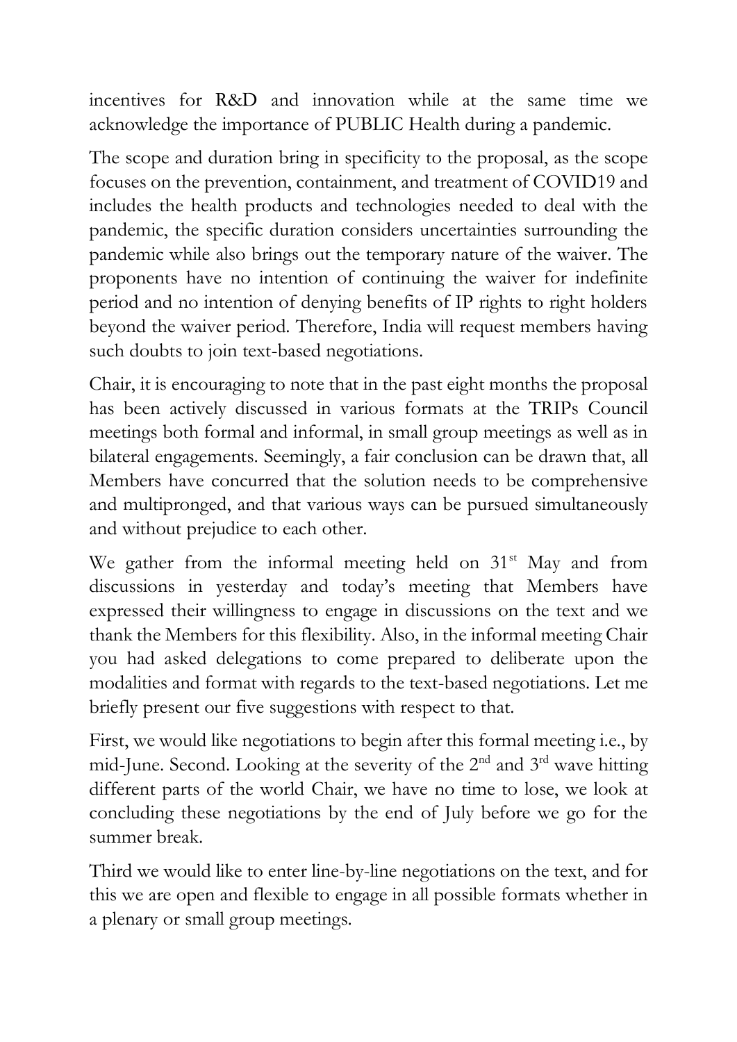incentives for R&D and innovation while at the same time we acknowledge the importance of PUBLIC Health during a pandemic.

The scope and duration bring in specificity to the proposal, as the scope focuses on the prevention, containment, and treatment of COVID19 and includes the health products and technologies needed to deal with the pandemic, the specific duration considers uncertainties surrounding the pandemic while also brings out the temporary nature of the waiver. The proponents have no intention of continuing the waiver for indefinite period and no intention of denying benefits of IP rights to right holders beyond the waiver period. Therefore, India will request members having such doubts to join text-based negotiations.

Chair, it is encouraging to note that in the past eight months the proposal has been actively discussed in various formats at the TRIPs Council meetings both formal and informal, in small group meetings as well as in bilateral engagements. Seemingly, a fair conclusion can be drawn that, all Members have concurred that the solution needs to be comprehensive and multipronged, and that various ways can be pursued simultaneously and without prejudice to each other.

We gather from the informal meeting held on 31st May and from discussions in yesterday and today's meeting that Members have expressed their willingness to engage in discussions on the text and we thank the Members for this flexibility. Also, in the informal meeting Chair you had asked delegations to come prepared to deliberate upon the modalities and format with regards to the text-based negotiations. Let me briefly present our five suggestions with respect to that.

First, we would like negotiations to begin after this formal meeting i.e., by mid-June. Second. Looking at the severity of the 2nd and 3rd wave hitting different parts of the world Chair, we have no time to lose, we look at concluding these negotiations by the end of July before we go for the summer break.

Third we would like to enter line-by-line negotiations on the text, and for this we are open and flexible to engage in all possible formats whether in a plenary or small group meetings.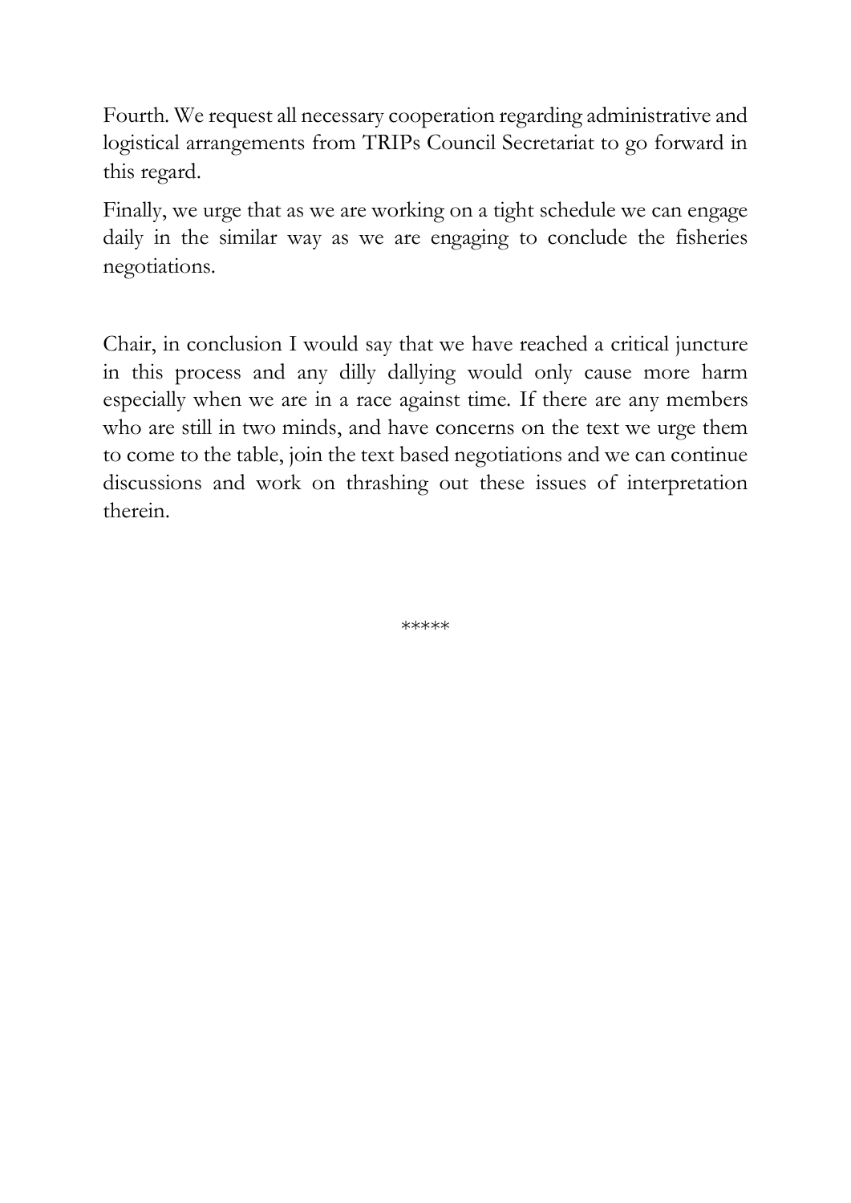Fourth. We request all necessary cooperation regarding administrative and logistical arrangements from TRIPs Council Secretariat to go forward in this regard.

Finally, we urge that as we are working on a tight schedule we can engage daily in the similar way as we are engaging to conclude the fisheries negotiations.

Chair, in conclusion I would say that we have reached a critical juncture in this process and any dilly dallying would only cause more harm especially when we are in a race against time. If there are any members who are still in two minds, and have concerns on the text we urge them to come to the table, join the text based negotiations and we can continue discussions and work on thrashing out these issues of interpretation therein.

*****